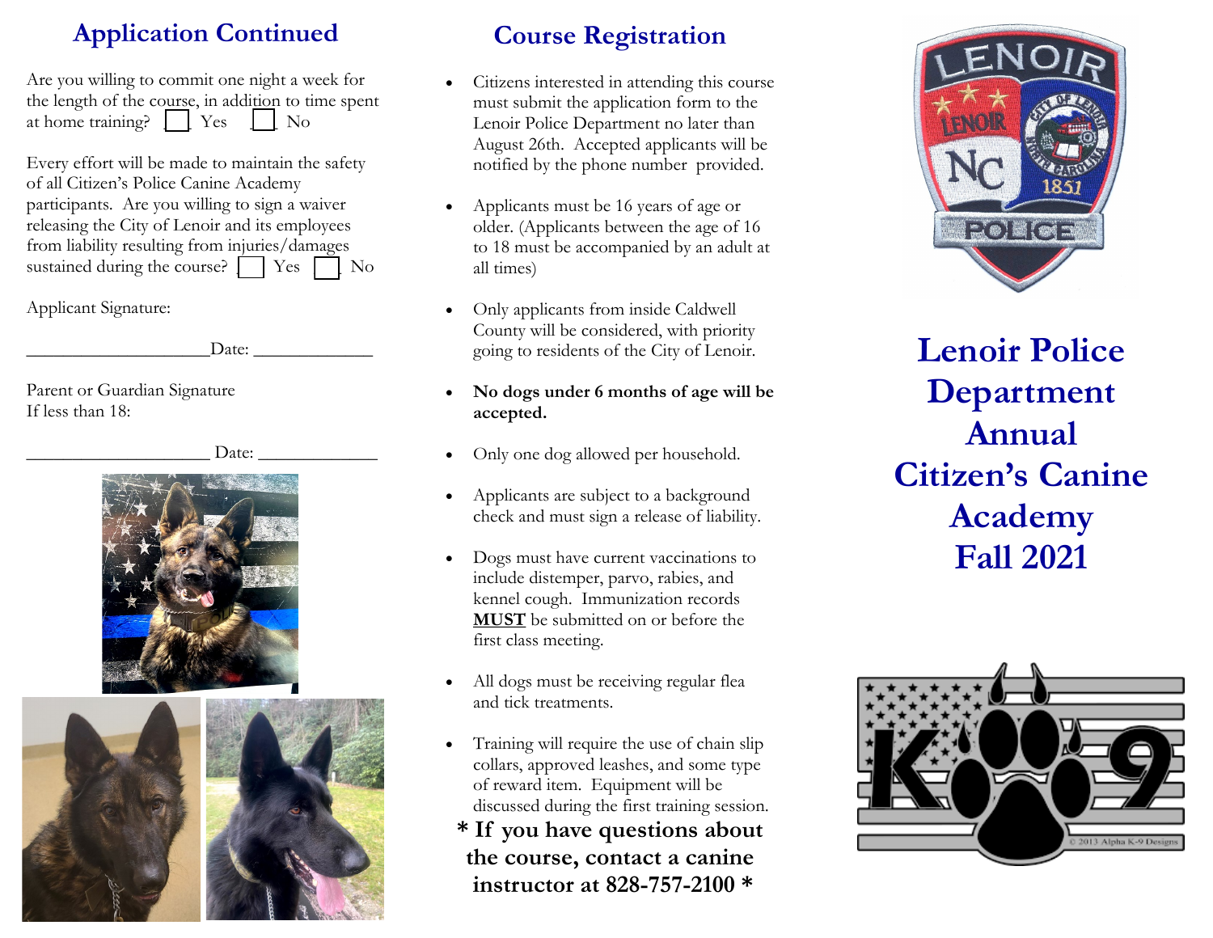## Application Continued

Are you willing to commit one night a week for the length of the course, in addition to time spent at home training? ☐ Yes ☐ No

Every effort will be made to maintain the safety of all Citizen's Police Canine Academy participants. Are you willing to sign a waiver releasing the City of Lenoir and its employees from liability resulting from injuries/damages sustained during the course? ☐ Yes ☐ No

Applicant Signature:

____________________Date: _____________

Parent or Guardian Signature
If less than 18:

____________________ Date: _____________

## Course Registration

- Citizens interested in attending this course must submit the application form to the Lenoir Police Department no later than August 26th. Accepted applicants will be notified by the phone number provided.
- Applicants must be 16 years of age or older. (Applicants between the age of 16 to 18 must be accompanied by an adult at all times)
- Only applicants from inside Caldwell County will be considered, with priority going to residents of the City of Lenoir.
- **No dogs under 6 months of age will be accepted.**
- Only one dog allowed per household.
- Applicants are subject to a background check and must sign a release of liability.
- Dogs must have current vaccinations to include distemper, parvo, rabies, and kennel cough. Immunization records **MUST** be submitted on or before the first class meeting.
- All dogs must be receiving regular flea and tick treatments.
- Training will require the use of chain slip collars, approved leashes, and some type of reward item. Equipment will be discussed during the first training session.

**\* If you have questions about the course, contact a canine instructor at 828-757-2100 \***

# Lenoir Police Department Annual Citizen's Canine Academy Fall 2021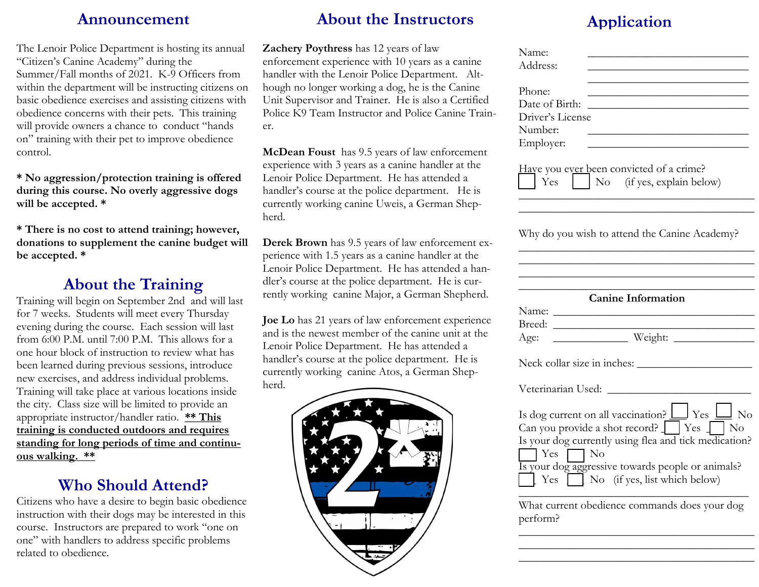## Announcement

The Lenoir Police Department is hosting its annual "Citizen's Canine Academy" during the Summer/Fall months of 2021. K-9 Officers from within the department will be instructing citizens on basic obedience exercises and assisting citizens with obedience concerns with their pets. This training will provide owners a chance to conduct "hands on" training with their pet to improve obedience control.

**\* No aggression/protection training is offered during this course. No overly aggressive dogs will be accepted. \***

**\* There is no cost to attend training; however, donations to supplement the canine budget will be accepted. \***

## About the Training

Training will begin on September 2nd and will last for 7 weeks. Students will meet every Thursday evening during the course. Each session will last from 6:00 P.M. until 7:00 P.M. This allows for a one hour block of instruction to review what has been learned during previous sessions, introduce new exercises, and address individual problems. Training will take place at various locations inside the city. Class size will be limited to provide an appropriate instructor/handler ratio. **\*\* This training is conducted outdoors and requires standing for long periods of time and continuous walking. \*\***

## Who Should Attend?

Citizens who have a desire to begin basic obedience instruction with their dogs may be interested in this course. Instructors are prepared to work "one on one" with handlers to address specific problems related to obedience.

## About the Instructors

**Zachery Poythress** has 12 years of law enforcement experience with 10 years as a canine handler with the Lenoir Police Department. Although no longer working a dog, he is the Canine Unit Supervisor and Trainer. He is also a Certified Police K9 Team Instructor and Police Canine Trainer.

**McDean Foust** has 9.5 years of law enforcement experience with 3 years as a canine handler at the Lenoir Police Department. He has attended a handler's course at the police department. He is currently working canine Uweis, a German Shepherd.

**Derek Brown** has 9.5 years of law enforcement experience with 1.5 years as a canine handler at the Lenoir Police Department. He has attended a handler's course at the police department. He is currently working canine Major, a German Shepherd.

**Joe Lo** has 21 years of law enforcement experience and is the newest member of the canine unit at the Lenoir Police Department. He has attended a handler's course at the police department. He is currently working canine Atos, a German Shepherd.

## Application

Name: ____________________

Address: ____________________

____________________

Phone: ____________________

Date of Birth: ____________________

Driver's License Number: ____________________

Employer: ____________________

Have you ever been convicted of a crime?
☐ Yes ☐ No (if yes, explain below)

____________________

____________________

Why do you wish to attend the Canine Academy?

____________________

____________________

____________________

____________________

**Canine Information**

Name: ____________________

Breed: ____________________

Age: __________ Weight: __________

Neck collar size in inches: ____________________

Veterinarian Used: ____________________

Is dog current on all vaccination? ☐ Yes ☐ No

Can you provide a shot record? ☐ Yes ☐ No

Is your dog currently using flea and tick medication?
☐ Yes ☐ No

Is your dog aggressive towards people or animals?
☐ Yes ☐ No (if yes, list which below)

____________________

What current obedience commands does your dog perform?

____________________

____________________

____________________